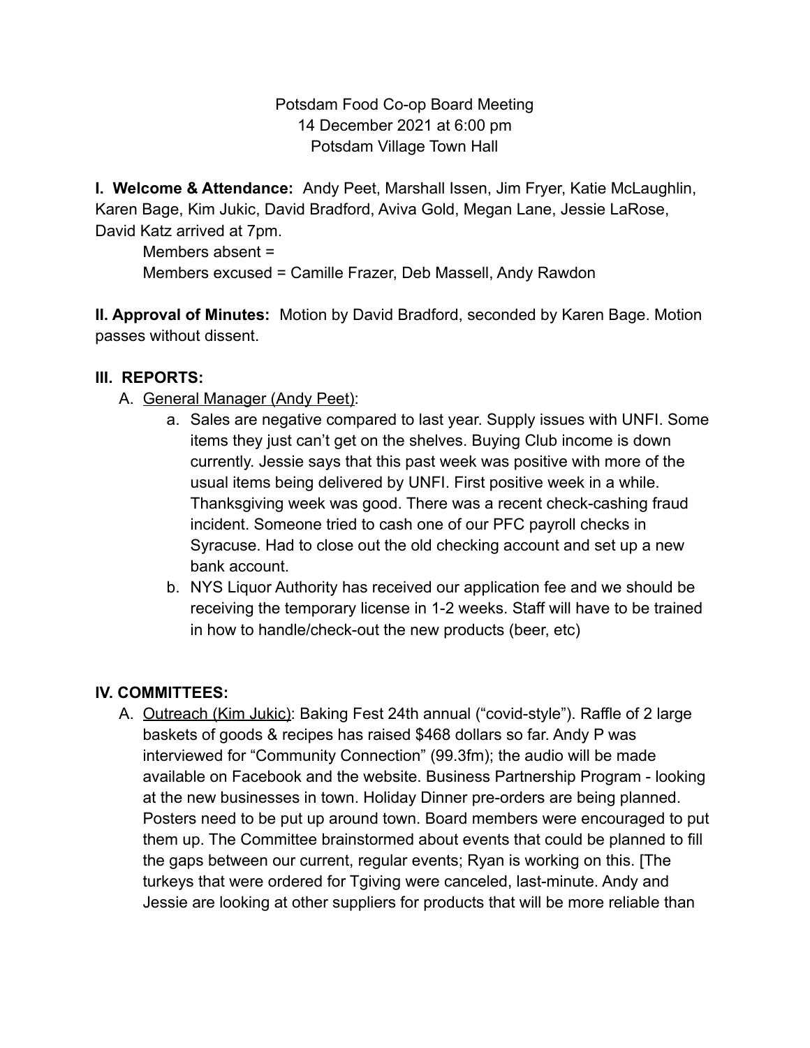Potsdam Food Co-op Board Meeting
14 December 2021 at 6:00 pm
Potsdam Village Town Hall

**I. Welcome & Attendance:** Andy Peet, Marshall Issen, Jim Fryer, Katie McLaughlin, Karen Bage, Kim Jukic, David Bradford, Aviva Gold, Megan Lane, Jessie LaRose, David Katz arrived at 7pm.

Members absent =

Members excused = Camille Frazer, Deb Massell, Andy Rawdon

**II. Approval of Minutes:** Motion by David Bradford, seconded by Karen Bage. Motion passes without dissent.

**III. REPORTS:**

A. General Manager (Andy Peet):

   a. Sales are negative compared to last year. Supply issues with UNFI. Some items they just can't get on the shelves. Buying Club income is down currently. Jessie says that this past week was positive with more of the usual items being delivered by UNFI. First positive week in a while. Thanksgiving week was good. There was a recent check-cashing fraud incident. Someone tried to cash one of our PFC payroll checks in Syracuse. Had to close out the old checking account and set up a new bank account.

   b. NYS Liquor Authority has received our application fee and we should be receiving the temporary license in 1-2 weeks. Staff will have to be trained in how to handle/check-out the new products (beer, etc)

**IV. COMMITTEES:**

A. Outreach (Kim Jukic): Baking Fest 24th annual ("covid-style"). Raffle of 2 large baskets of goods & recipes has raised $468 dollars so far. Andy P was interviewed for "Community Connection" (99.3fm); the audio will be made available on Facebook and the website. Business Partnership Program - looking at the new businesses in town. Holiday Dinner pre-orders are being planned. Posters need to be put up around town. Board members were encouraged to put them up. The Committee brainstormed about events that could be planned to fill the gaps between our current, regular events; Ryan is working on this. [The turkeys that were ordered for Tgiving were canceled, last-minute. Andy and Jessie are looking at other suppliers for products that will be more reliable than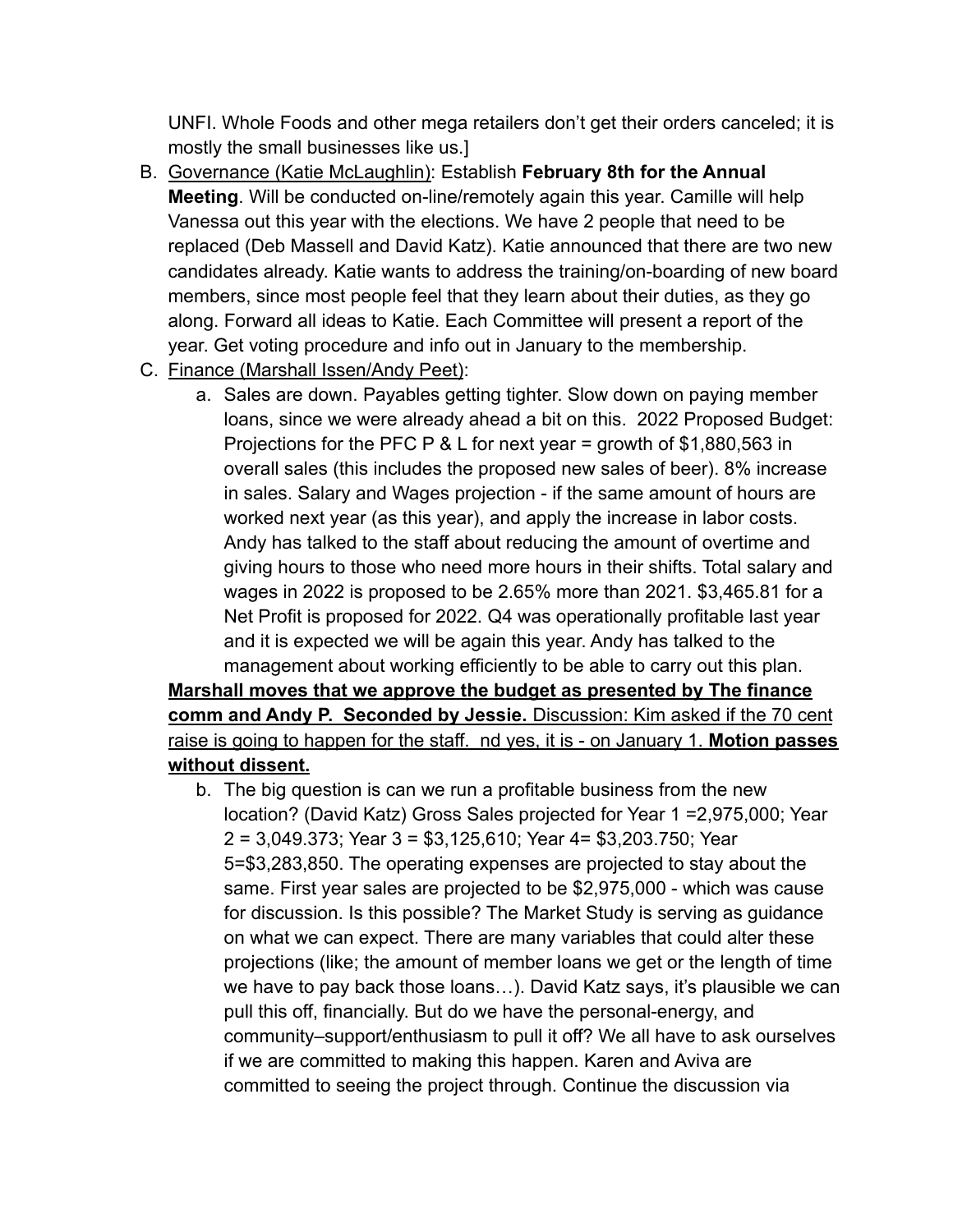UNFI. Whole Foods and other mega retailers don't get their orders canceled; it is mostly the small businesses like us.]

B. <u>Governance (Katie McLaughlin)</u>: Establish **February 8th for the Annual Meeting**. Will be conducted on-line/remotely again this year. Camille will help Vanessa out this year with the elections. We have 2 people that need to be replaced (Deb Massell and David Katz). Katie announced that there are two new candidates already. Katie wants to address the training/on-boarding of new board members, since most people feel that they learn about their duties, as they go along. Forward all ideas to Katie. Each Committee will present a report of the year. Get voting procedure and info out in January to the membership.

C. <u>Finance (Marshall Issen/Andy Peet)</u>:
   a. Sales are down. Payables getting tighter. Slow down on paying member loans, since we were already ahead a bit on this. 2022 Proposed Budget: Projections for the PFC P & L for next year = growth of $1,880,563 in overall sales (this includes the proposed new sales of beer). 8% increase in sales. Salary and Wages projection - if the same amount of hours are worked next year (as this year), and apply the increase in labor costs. Andy has talked to the staff about reducing the amount of overtime and giving hours to those who need more hours in their shifts. Total salary and wages in 2022 is proposed to be 2.65% more than 2021. $3,465.81 for a Net Profit is proposed for 2022. Q4 was operationally profitable last year and it is expected we will be again this year. Andy has talked to the management about working efficiently to be able to carry out this plan.

   <u>**Marshall moves that we approve the budget as presented by The finance comm and Andy P. Seconded by Jessie.** Discussion: Kim asked if the 70 cent raise is going to happen for the staff. nd yes, it is - on January 1. **Motion passes without dissent.**</u>

   b. The big question is can we run a profitable business from the new location? (David Katz) Gross Sales projected for Year 1 =2,975,000; Year 2 = 3,049.373; Year 3 = $3,125,610; Year 4= $3,203.750; Year 5=$3,283,850. The operating expenses are projected to stay about the same. First year sales are projected to be $2,975,000 - which was cause for discussion. Is this possible? The Market Study is serving as guidance on what we can expect. There are many variables that could alter these projections (like; the amount of member loans we get or the length of time we have to pay back those loans…). David Katz says, it's plausible we can pull this off, financially. But do we have the personal-energy, and community–support/enthusiasm to pull it off? We all have to ask ourselves if we are committed to making this happen. Karen and Aviva are committed to seeing the project through. Continue the discussion via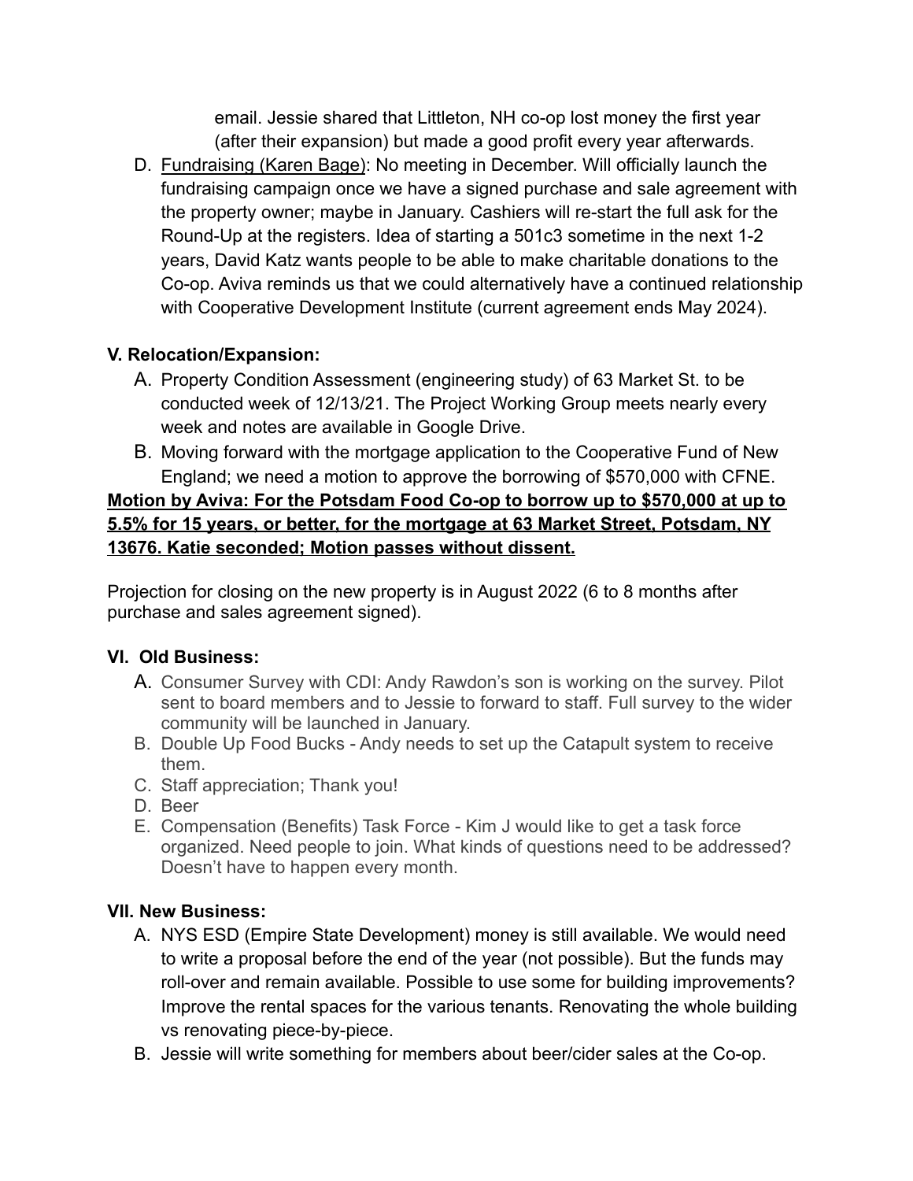email. Jessie shared that Littleton, NH co-op lost money the first year (after their expansion) but made a good profit every year afterwards.

D. Fundraising (Karen Bage): No meeting in December. Will officially launch the fundraising campaign once we have a signed purchase and sale agreement with the property owner; maybe in January. Cashiers will re-start the full ask for the Round-Up at the registers. Idea of starting a 501c3 sometime in the next 1-2 years, David Katz wants people to be able to make charitable donations to the Co-op. Aviva reminds us that we could alternatively have a continued relationship with Cooperative Development Institute (current agreement ends May 2024).

**V. Relocation/Expansion:**

A. Property Condition Assessment (engineering study) of 63 Market St. to be conducted week of 12/13/21. The Project Working Group meets nearly every week and notes are available in Google Drive.

B. Moving forward with the mortgage application to the Cooperative Fund of New England; we need a motion to approve the borrowing of $570,000 with CFNE.

**Motion by Aviva: For the Potsdam Food Co-op to borrow up to $570,000 at up to 5.5% for 15 years, or better, for the mortgage at 63 Market Street, Potsdam, NY 13676. Katie seconded; Motion passes without dissent.**

Projection for closing on the new property is in August 2022 (6 to 8 months after purchase and sales agreement signed).

**VI. Old Business:**

A. Consumer Survey with CDI: Andy Rawdon's son is working on the survey. Pilot sent to board members and to Jessie to forward to staff. Full survey to the wider community will be launched in January.

B. Double Up Food Bucks - Andy needs to set up the Catapult system to receive them.

C. Staff appreciation; Thank you!

D. Beer

E. Compensation (Benefits) Task Force - Kim J would like to get a task force organized. Need people to join. What kinds of questions need to be addressed? Doesn't have to happen every month.

**VII. New Business:**

A. NYS ESD (Empire State Development) money is still available. We would need to write a proposal before the end of the year (not possible). But the funds may roll-over and remain available. Possible to use some for building improvements? Improve the rental spaces for the various tenants. Renovating the whole building vs renovating piece-by-piece.

B. Jessie will write something for members about beer/cider sales at the Co-op.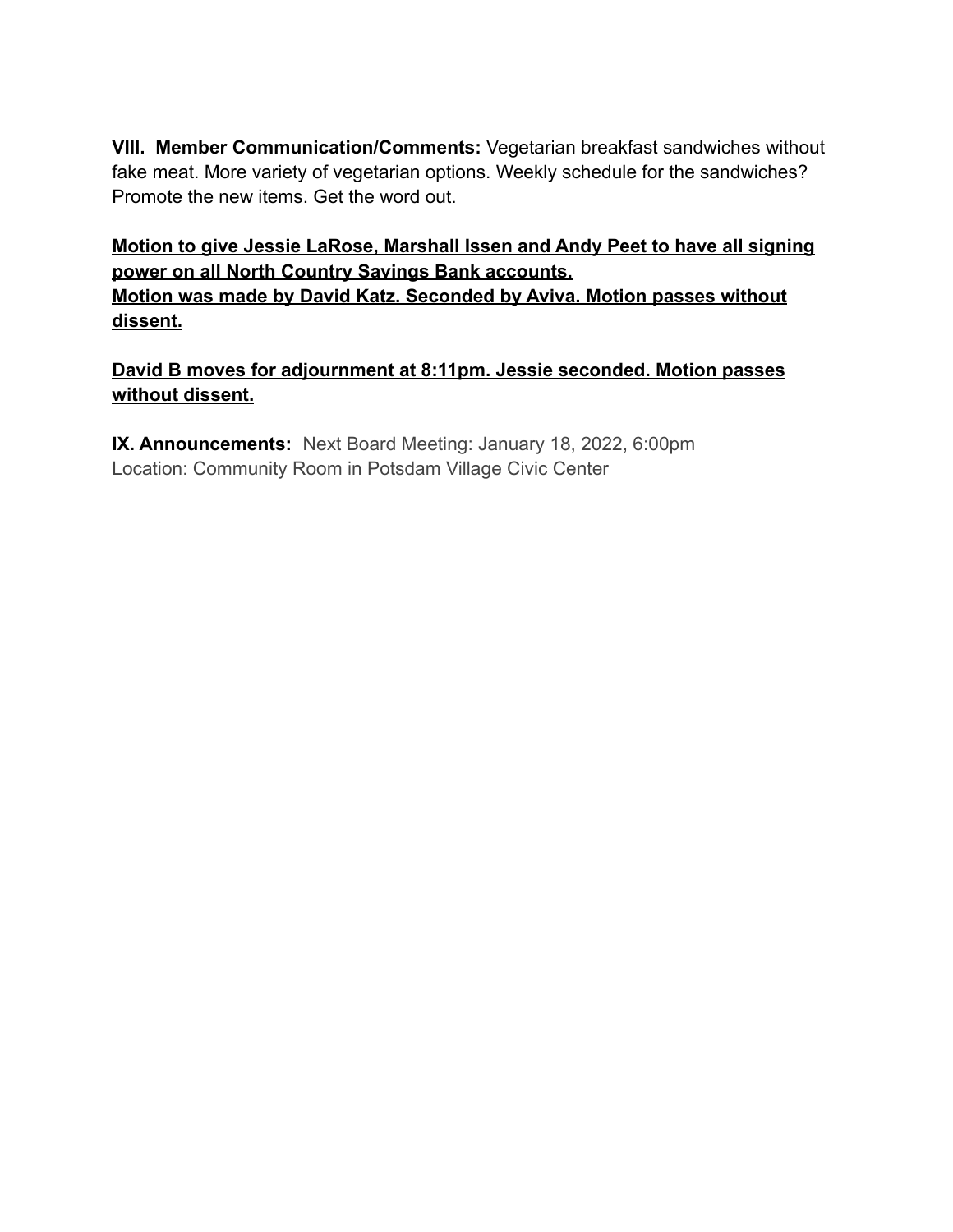**VIII. Member Communication/Comments:** Vegetarian breakfast sandwiches without fake meat. More variety of vegetarian options. Weekly schedule for the sandwiches? Promote the new items. Get the word out.

**Motion to give Jessie LaRose, Marshall Issen and Andy Peet to have all signing power on all North Country Savings Bank accounts.**
**Motion was made by David Katz. Seconded by Aviva. Motion passes without dissent.**

**David B moves for adjournment at 8:11pm. Jessie seconded. Motion passes without dissent.**

**IX. Announcements:** Next Board Meeting: January 18, 2022, 6:00pm
Location: Community Room in Potsdam Village Civic Center